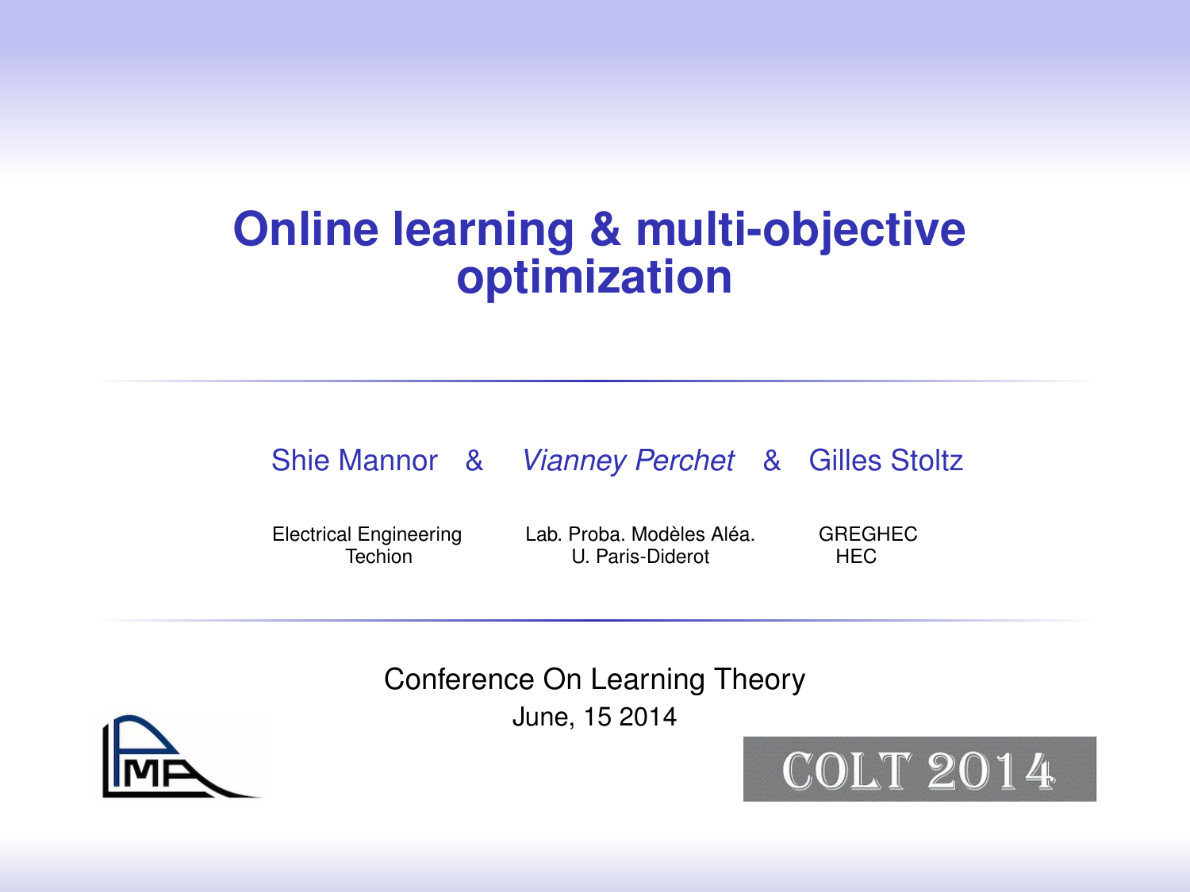# Online learning & multi-objective optimization

Shie Mannor & *Vianney Perchet* & Gilles Stoltz

Electrical Engineering
Techion

Lab. Proba. Modèles Aléa.
U. Paris-Diderot

GREGHEC
HEC

Conference On Learning Theory
June, 15 2014

COLT 2014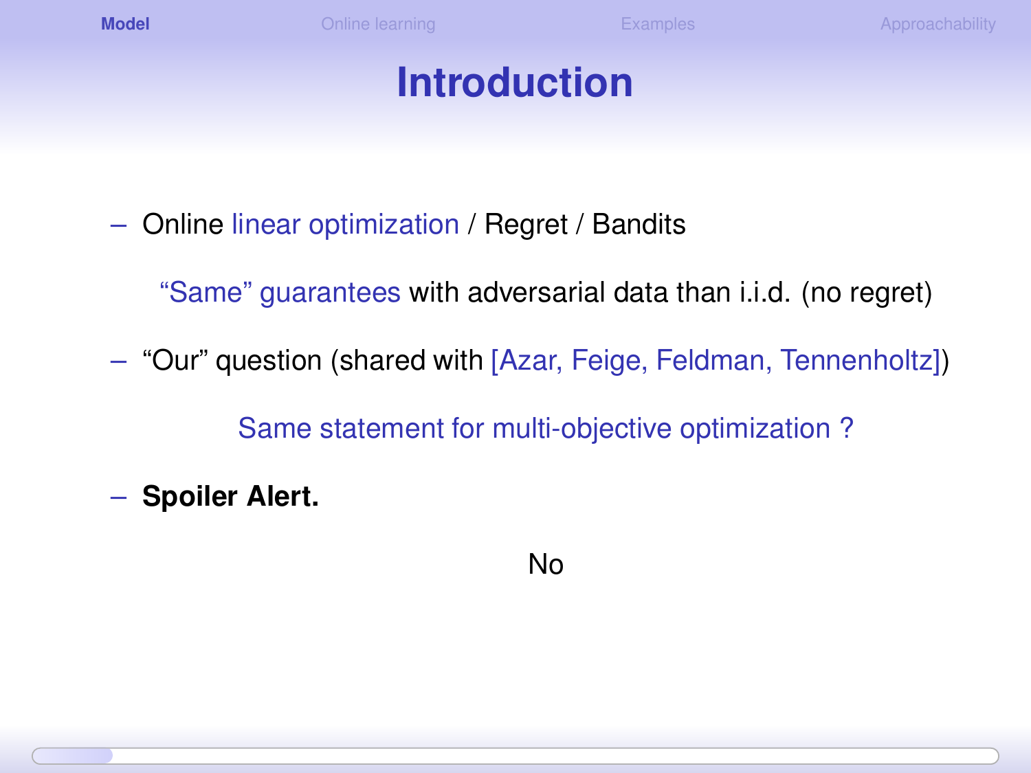# Introduction

– Online linear optimization / Regret / Bandits

  “Same” guarantees with adversarial data than i.i.d. (no regret)

– “Our” question (shared with [Azar, Feige, Feldman, Tennenholtz])

  Same statement for multi-objective optimization ?

– **Spoiler Alert.**

  No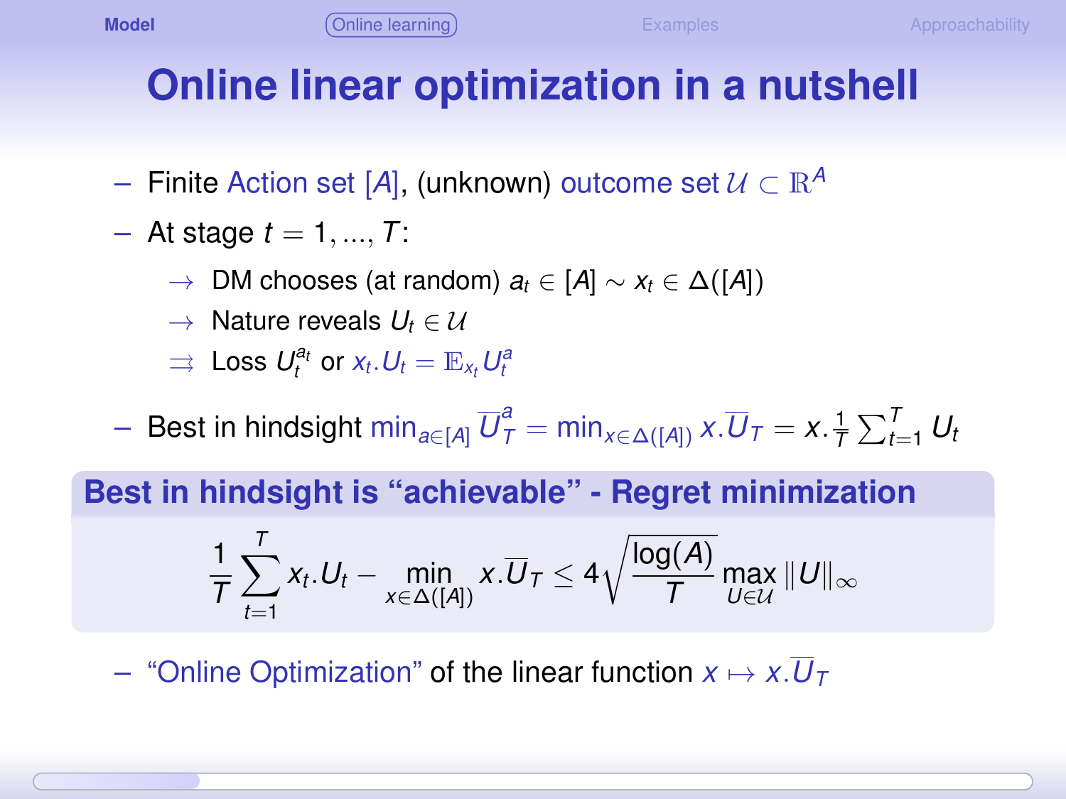# Online linear optimization in a nutshell

- Finite Action set $[A]$, (unknown) outcome set $\mathcal{U} \subset \mathbb{R}^A$
- At stage $t = 1, ..., T$:
  - $\rightarrow$ DM chooses (at random) $a_t \in [A] \sim x_t \in \Delta([A])$
  - $\rightarrow$ Nature reveals $U_t \in \mathcal{U}$
  - $\rightrightarrows$ Loss $U_t^{a_t}$ or $x_t.U_t = \mathbb{E}_{x_t} U_t^a$
- Best in hindsight $\min_{a \in [A]} \overline{U}_T^a = \min_{x \in \Delta([A])} x.\overline{U}_T = x.\frac{1}{T}\sum_{t=1}^T U_t$

**Best in hindsight is "achievable" - Regret minimization**

$$\frac{1}{T}\sum_{t=1}^{T} x_t.U_t - \min_{x \in \Delta([A])} x.\overline{U}_T \leq 4\sqrt{\frac{\log(A)}{T}} \max_{U \in \mathcal{U}} \|U\|_\infty$$

- "Online Optimization" of the linear function $x \mapsto x.\overline{U}_T$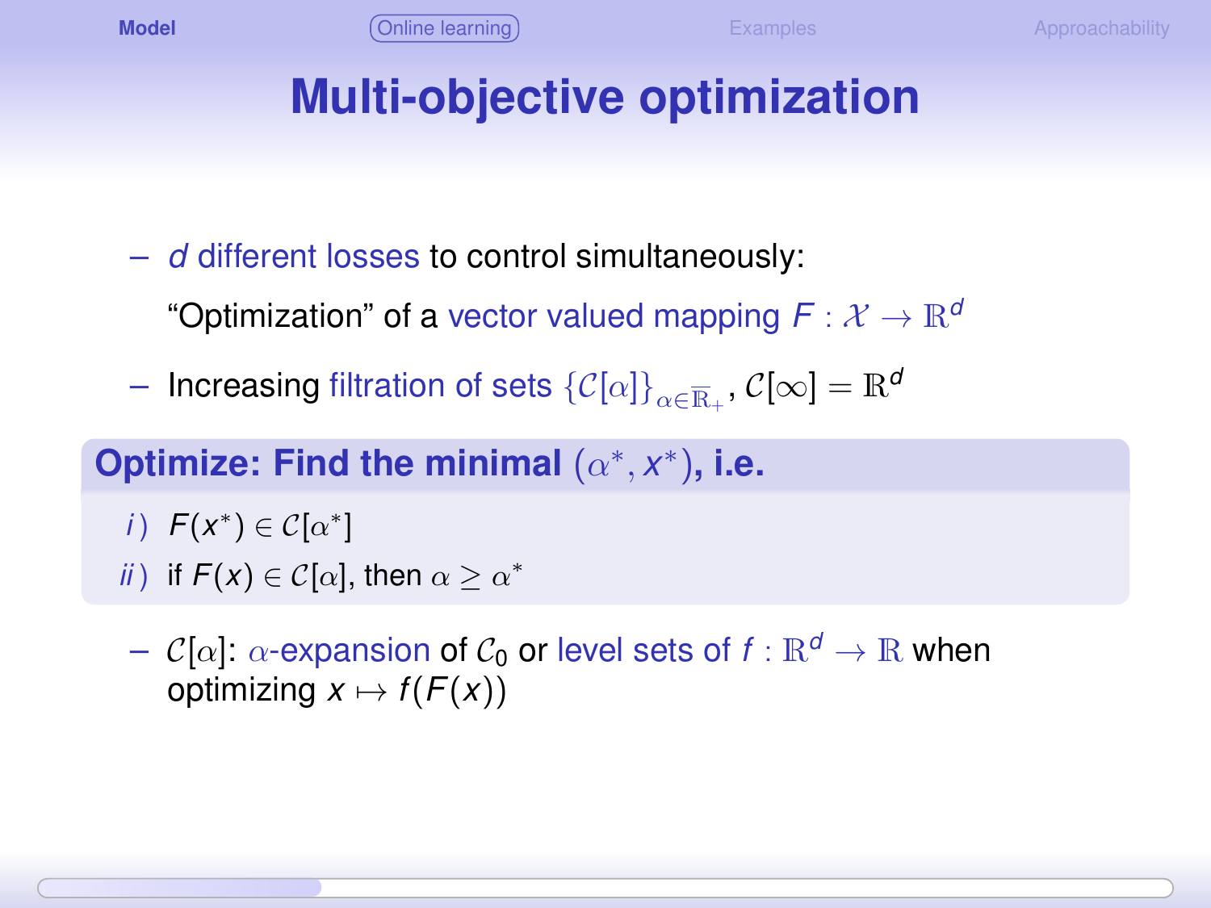# Multi-objective optimization

- *$d$ different losses* to control simultaneously:

  "Optimization" of a vector valued mapping $F : \mathcal{X} \to \mathbb{R}^d$

- Increasing filtration of sets $\{\mathcal{C}[\alpha]\}_{\alpha \in \overline{\mathbb{R}}_+}$, $\mathcal{C}[\infty] = \mathbb{R}^d$

**Optimize: Find the minimal $(\alpha^*, x^*)$, i.e.**

*i)* $F(x^*) \in \mathcal{C}[\alpha^*]$

*ii)* if $F(x) \in \mathcal{C}[\alpha]$, then $\alpha \geq \alpha^*$

- $\mathcal{C}[\alpha]$: $\alpha$-expansion of $\mathcal{C}_0$ or level sets of $f : \mathbb{R}^d \to \mathbb{R}$ when optimizing $x \mapsto f(F(x))$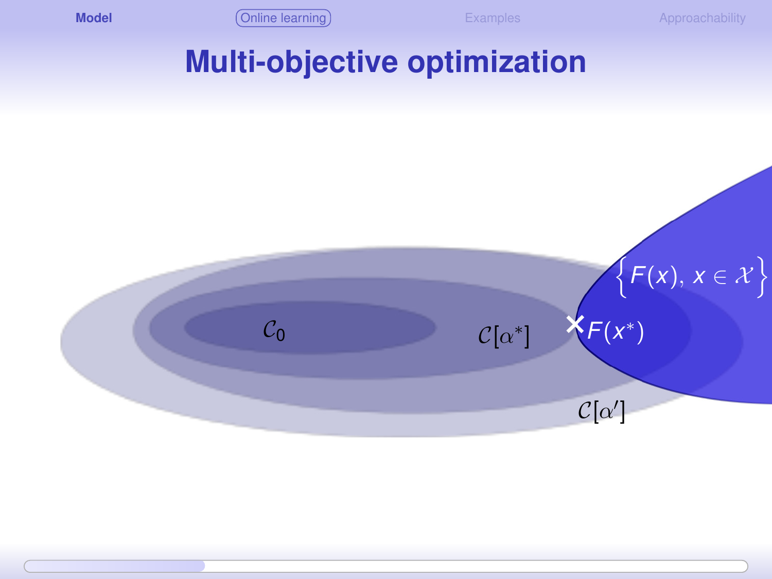# Multi-objective optimization

$\mathcal{C}_0$

$\mathcal{C}[\alpha^*]$

$\times F(x^*)$

$\left\{ F(x),\, x \in \mathcal{X} \right\}$

$\mathcal{C}[\alpha']$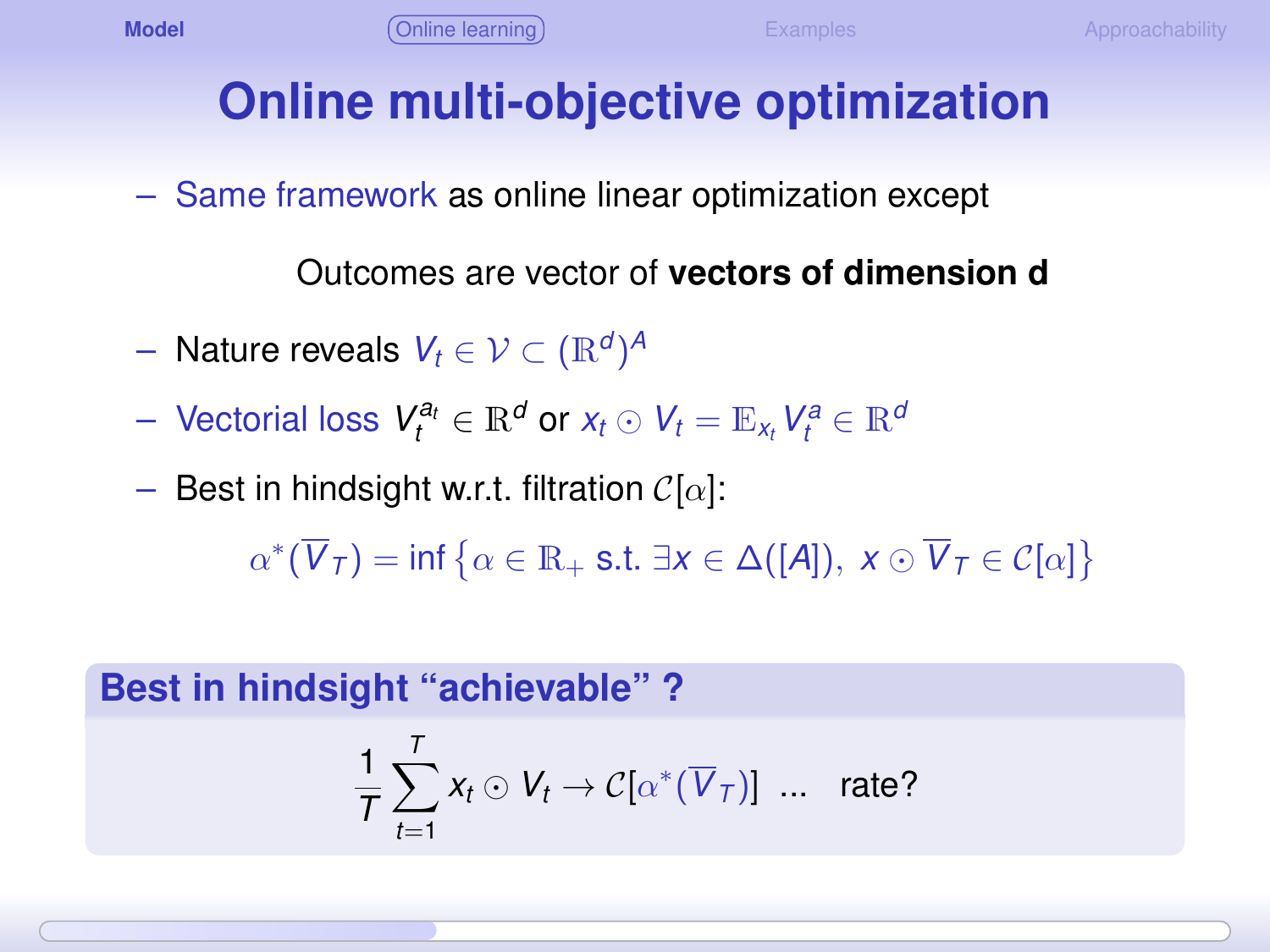# Online multi-objective optimization

– Same framework as online linear optimization except

Outcomes are vector of **vectors of dimension d**

– Nature reveals $V_t \in \mathcal{V} \subset (\mathbb{R}^d)^A$

– Vectorial loss $V_t^{a_t} \in \mathbb{R}^d$ or $x_t \odot V_t = \mathbb{E}_{x_t} V_t^a \in \mathbb{R}^d$

– Best in hindsight w.r.t. filtration $\mathcal{C}[\alpha]$:

$$\alpha^*(\overline{V}_T) = \inf\left\{\alpha \in \mathbb{R}_+ \text{ s.t. } \exists x \in \Delta([A]),\ x \odot \overline{V}_T \in \mathcal{C}[\alpha]\right\}$$

**Best in hindsight “achievable” ?**

$$\frac{1}{T}\sum_{t=1}^{T} x_t \odot V_t \to \mathcal{C}[\alpha^*(\overline{V}_T)] \ \ \ldots \ \ \text{rate?}$$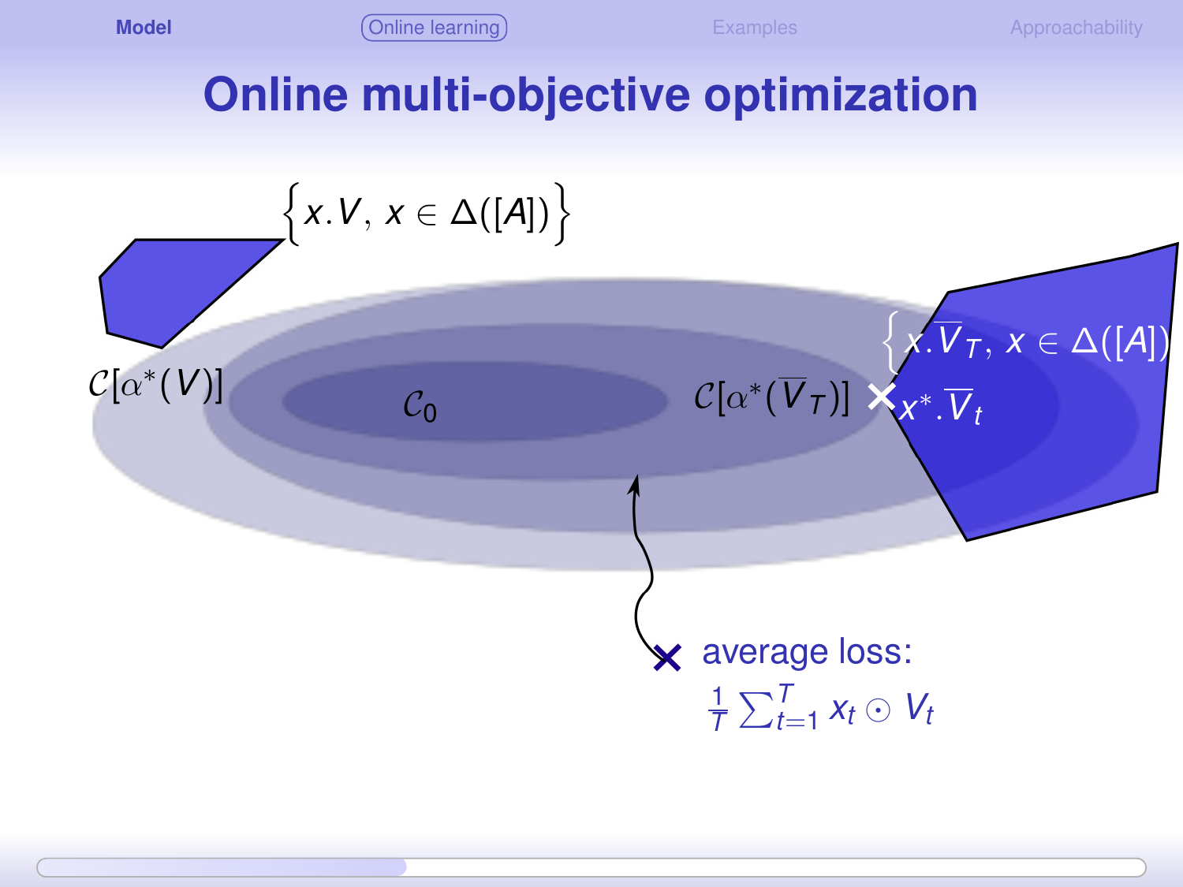# Online multi-objective optimization

$\left\{x.V,\, x \in \Delta([A])\right\}$

$\mathcal{C}[\alpha^*(V)]$

$\mathcal{C}_0$

$\mathcal{C}[\alpha^*(\overline{V}_T)]$

$\left\{x.\overline{V}_T,\, x \in \Delta([A])\right\}$

$x^*.\overline{V}_t$

average loss:

$\frac{1}{T}\sum_{t=1}^{T} x_t \odot V_t$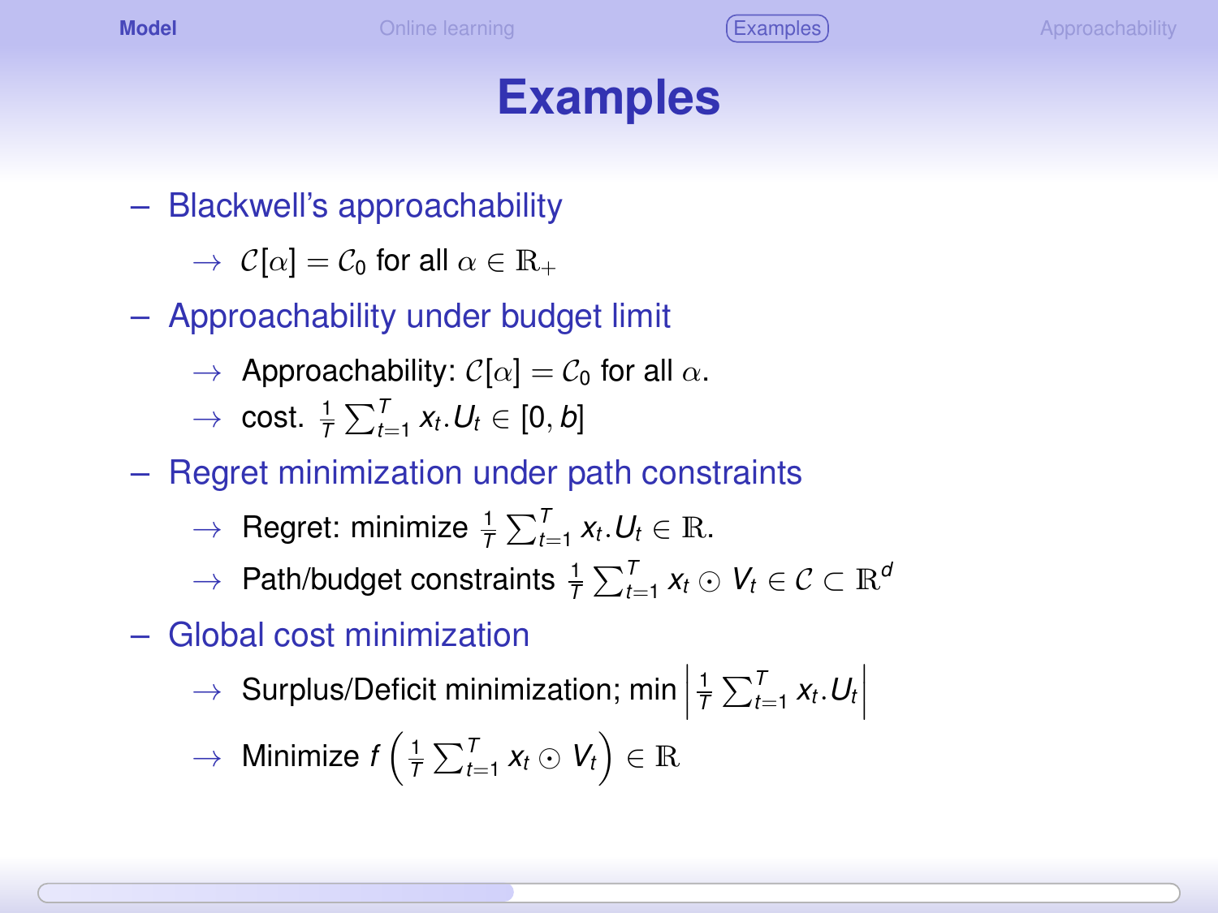# Examples

- Blackwell's approachability
  - → $\mathcal{C}[\alpha] = \mathcal{C}_0$ for all $\alpha \in \mathbb{R}_+$
- Approachability under budget limit
  - → Approachability: $\mathcal{C}[\alpha] = \mathcal{C}_0$ for all $\alpha$.
  - → cost. $\frac{1}{T}\sum_{t=1}^{T} x_t.U_t \in [0, b]$
- Regret minimization under path constraints
  - → Regret: minimize $\frac{1}{T}\sum_{t=1}^{T} x_t.U_t \in \mathbb{R}$.
  - → Path/budget constraints $\frac{1}{T}\sum_{t=1}^{T} x_t \odot V_t \in \mathcal{C} \subset \mathbb{R}^d$
- Global cost minimization
  - → Surplus/Deficit minimization; min $\left|\frac{1}{T}\sum_{t=1}^{T} x_t.U_t\right|$
  - → Minimize $f\left(\frac{1}{T}\sum_{t=1}^{T} x_t \odot V_t\right) \in \mathbb{R}$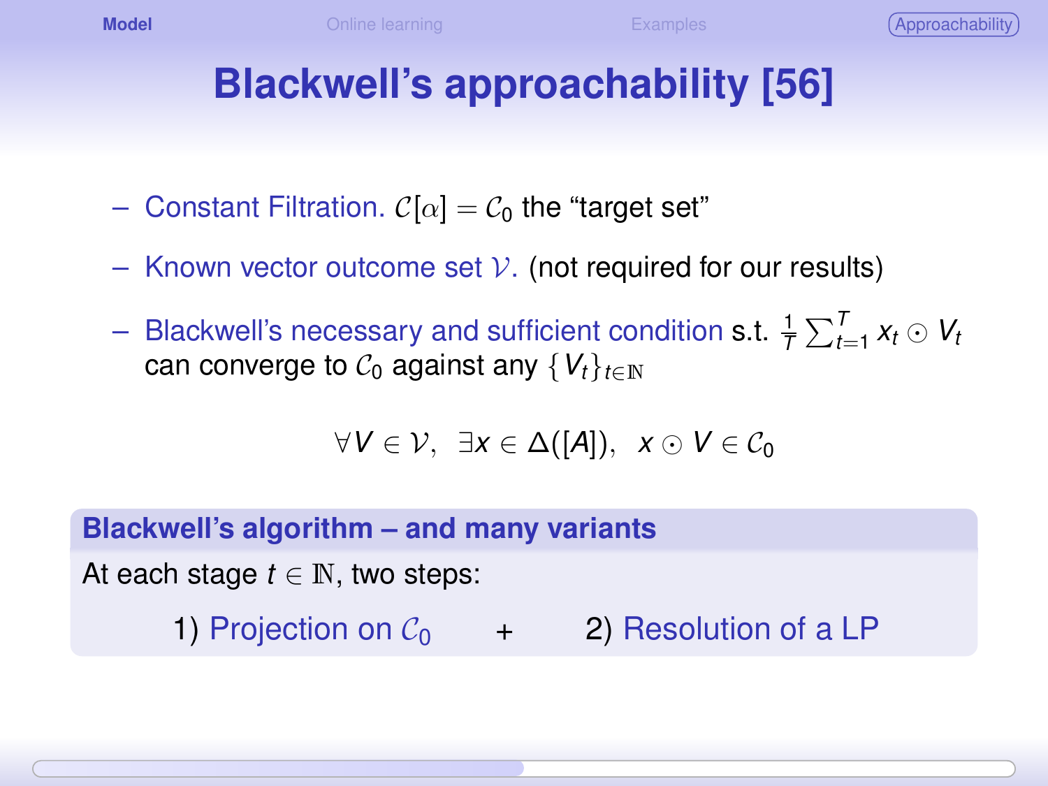# Blackwell's approachability [56]

- Constant Filtration. $\mathcal{C}[\alpha] = \mathcal{C}_0$ the "target set"
- Known vector outcome set $\mathcal{V}$. (not required for our results)
- Blackwell's necessary and sufficient condition s.t. $\frac{1}{T}\sum_{t=1}^{T} x_t \odot V_t$ can converge to $\mathcal{C}_0$ against any $\{V_t\}_{t\in\mathbb{N}}$

$$\forall V \in \mathcal{V}, \;\; \exists x \in \Delta([A]), \;\; x \odot V \in \mathcal{C}_0$$

**Blackwell's algorithm – and many variants**

At each stage $t \in \mathbb{N}$, two steps:

1) Projection on $\mathcal{C}_0$ + 2) Resolution of a LP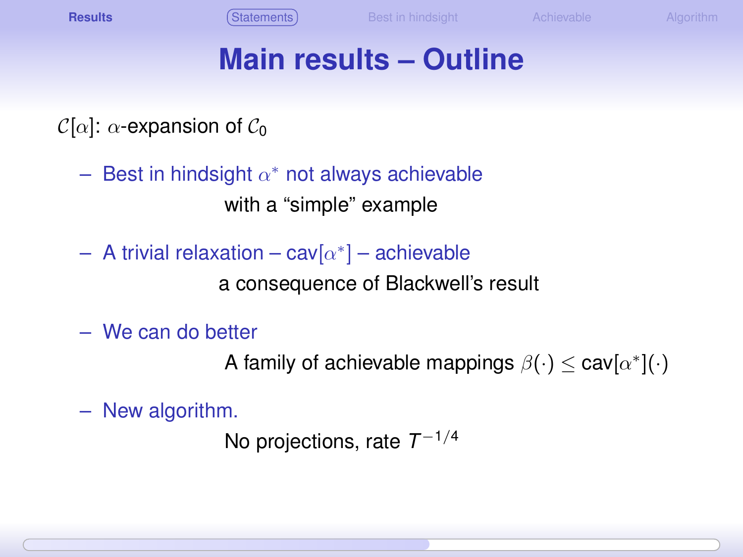# Main results – Outline

$\mathcal{C}[\alpha]$: $\alpha$-expansion of $\mathcal{C}_0$

- Best in hindsight $\alpha^*$ not always achievable

  with a "simple" example

- A trivial relaxation – cav$[\alpha^*]$ – achievable

  a consequence of Blackwell's result

- We can do better

  A family of achievable mappings $\beta(\cdot) \leq$ cav$[\alpha^*](\cdot)$

- New algorithm.

  No projections, rate $T^{-1/4}$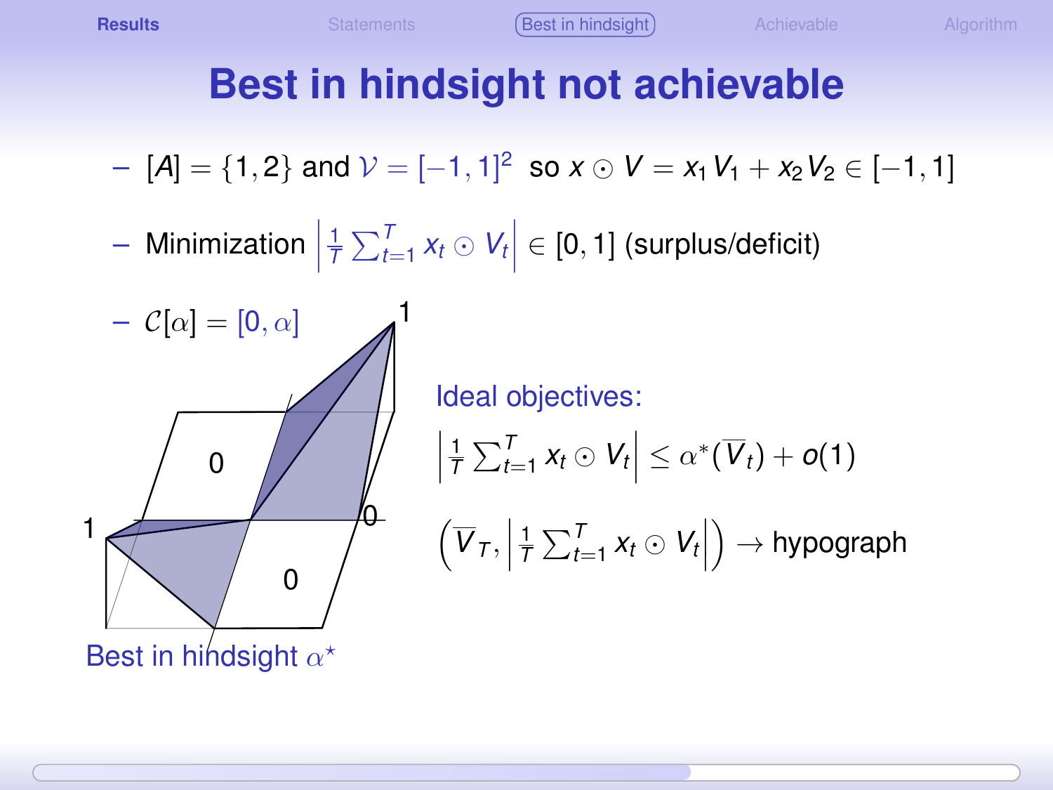# Best in hindsight not achievable

- $[A] = \{1, 2\}$ and $\mathcal{V} = [-1, 1]^2$ so $x \odot V = x_1 V_1 + x_2 V_2 \in [-1, 1]$
- Minimization $\left| \frac{1}{T} \sum_{t=1}^{T} x_t \odot V_t \right| \in [0, 1]$ (surplus/deficit)
- $\mathcal{C}[\alpha] = [0, \alpha]$

Best in hindsight $\alpha^\star$

Ideal objectives:

$$\left| \frac{1}{T} \sum_{t=1}^{T} x_t \odot V_t \right| \leq \alpha^*(\overline{V}_t) + o(1)$$

$$\left( \overline{V}_T, \left| \frac{1}{T} \sum_{t=1}^{T} x_t \odot V_t \right| \right) \to \text{hypograph}$$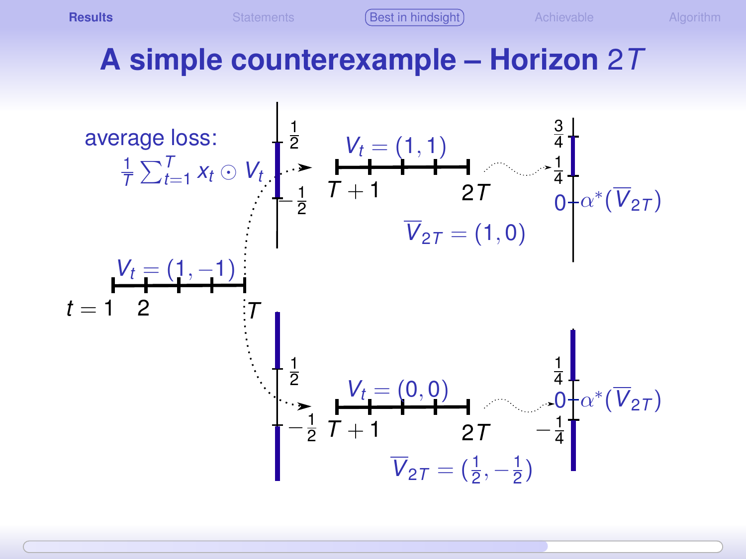# A simple counterexample – Horizon $2T$

average loss: $\frac{1}{T}\sum_{t=1}^{T} x_t \odot V_t$

$V_t = (1, -1)$

$t = 1 \quad 2 \quad \ldots \quad T$

$\frac{1}{2}$, $-\frac{1}{2}$

$V_t = (1, 1)$

$T+1 \quad \ldots \quad 2T$

$\overline{V}_{2T} = (1, 0)$

$\frac{3}{4}$, $\frac{1}{4}$, $0$, $\alpha^*(\overline{V}_{2T})$

$\frac{1}{2}$, $-\frac{1}{2}$

$V_t = (0, 0)$

$T+1 \quad \ldots \quad 2T$

$\overline{V}_{2T} = (\frac{1}{2}, -\frac{1}{2})$

$\frac{1}{4}$, $0$, $-\frac{1}{4}$, $\alpha^*(\overline{V}_{2T})$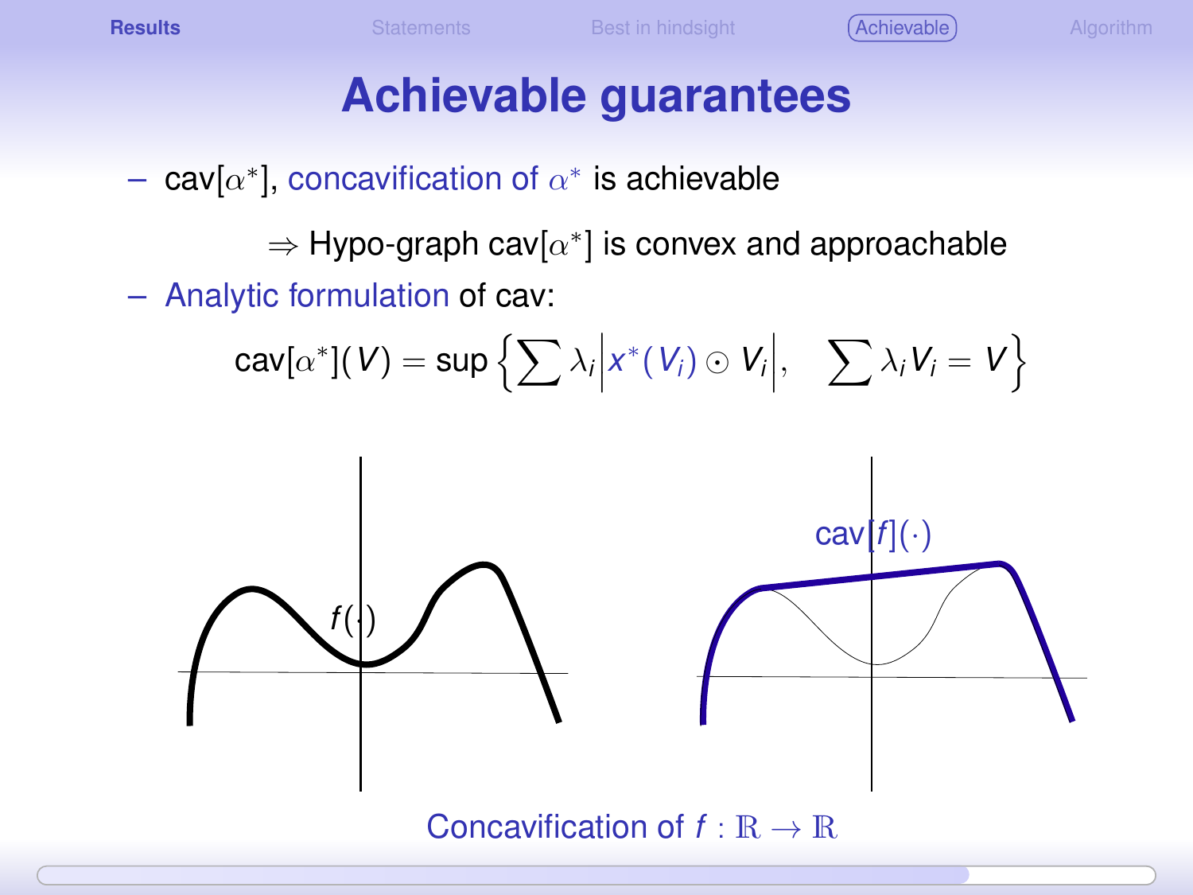# Achievable guarantees

- $\text{cav}[\alpha^*]$, concavification of $\alpha^*$ is achievable

  $\Rightarrow$ Hypo-graph $\text{cav}[\alpha^*]$ is convex and approachable

- Analytic formulation of cav:

$$\text{cav}[\alpha^*](V) = \sup \left\{ \sum \lambda_i \left| x^*(V_i) \odot V_i \right|, \quad \sum \lambda_i V_i = V \right\}$$

$f(\cdot)$ $\text{cav}[f](\cdot)$

Concavification of $f : \mathbb{R} \to \mathbb{R}$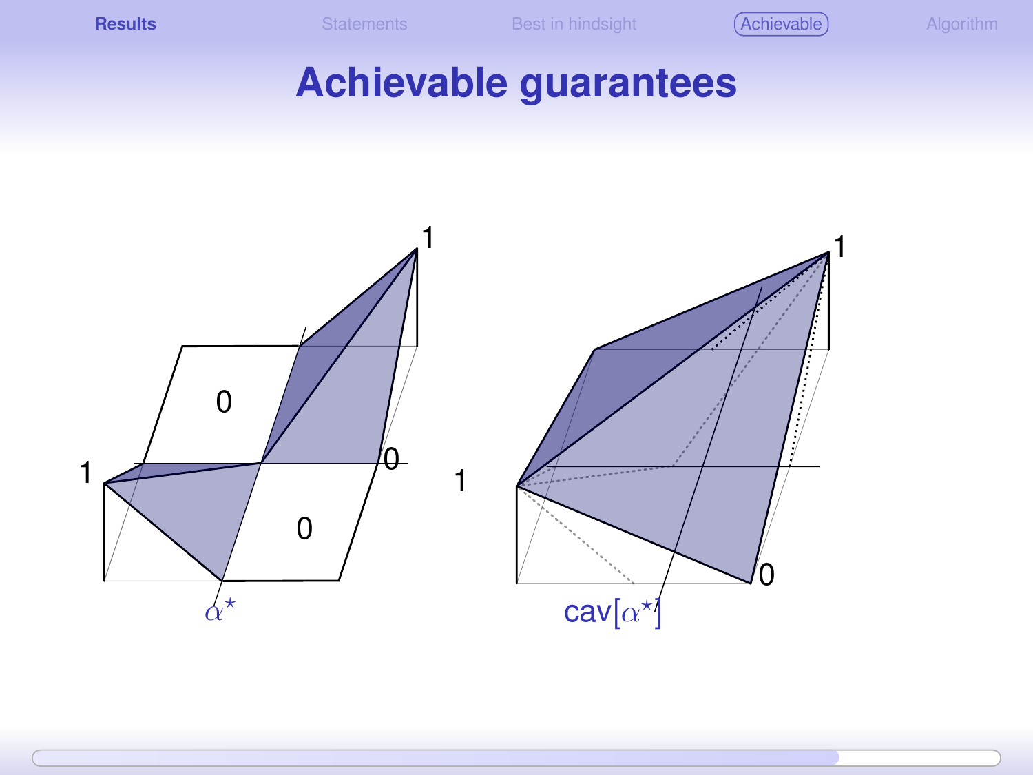# Achievable guarantees

1

0

1

0

0

$\alpha^{\star}$

1

1

0

cav$[\alpha^{\star}]$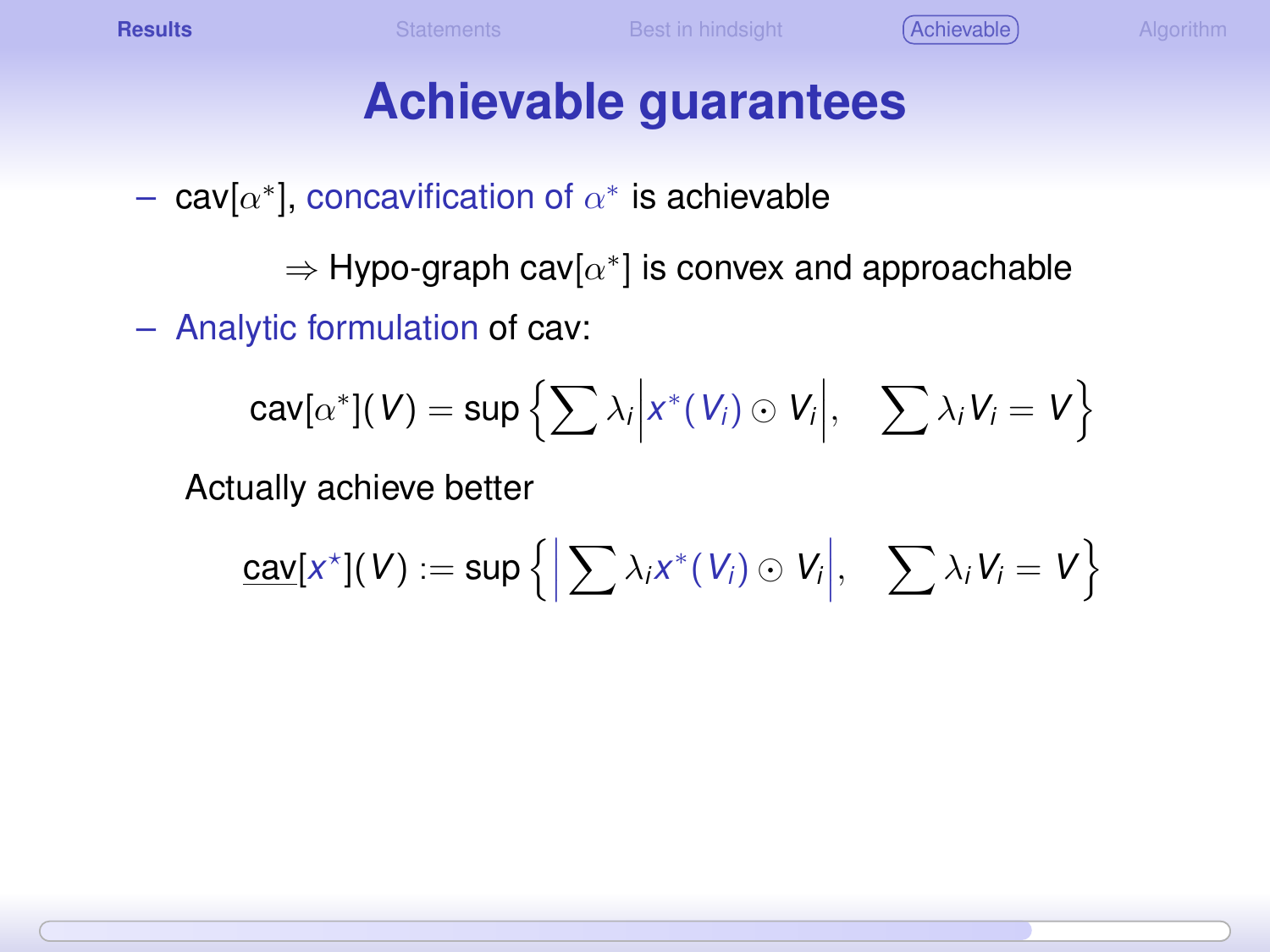# Achievable guarantees

- $\mathrm{cav}[\alpha^*]$, concavification of $\alpha^*$ is achievable

  $\Rightarrow$ Hypo-graph $\mathrm{cav}[\alpha^*]$ is convex and approachable

- Analytic formulation of cav:

$$\mathrm{cav}[\alpha^*](V) = \sup \left\{ \sum \lambda_i \left| x^*(V_i) \odot V_i \right|, \quad \sum \lambda_i V_i = V \right\}$$

Actually achieve better

$$\underline{\mathrm{cav}}[x^\star](V) := \sup \left\{ \left| \sum \lambda_i x^*(V_i) \odot V_i \right|, \quad \sum \lambda_i V_i = V \right\}$$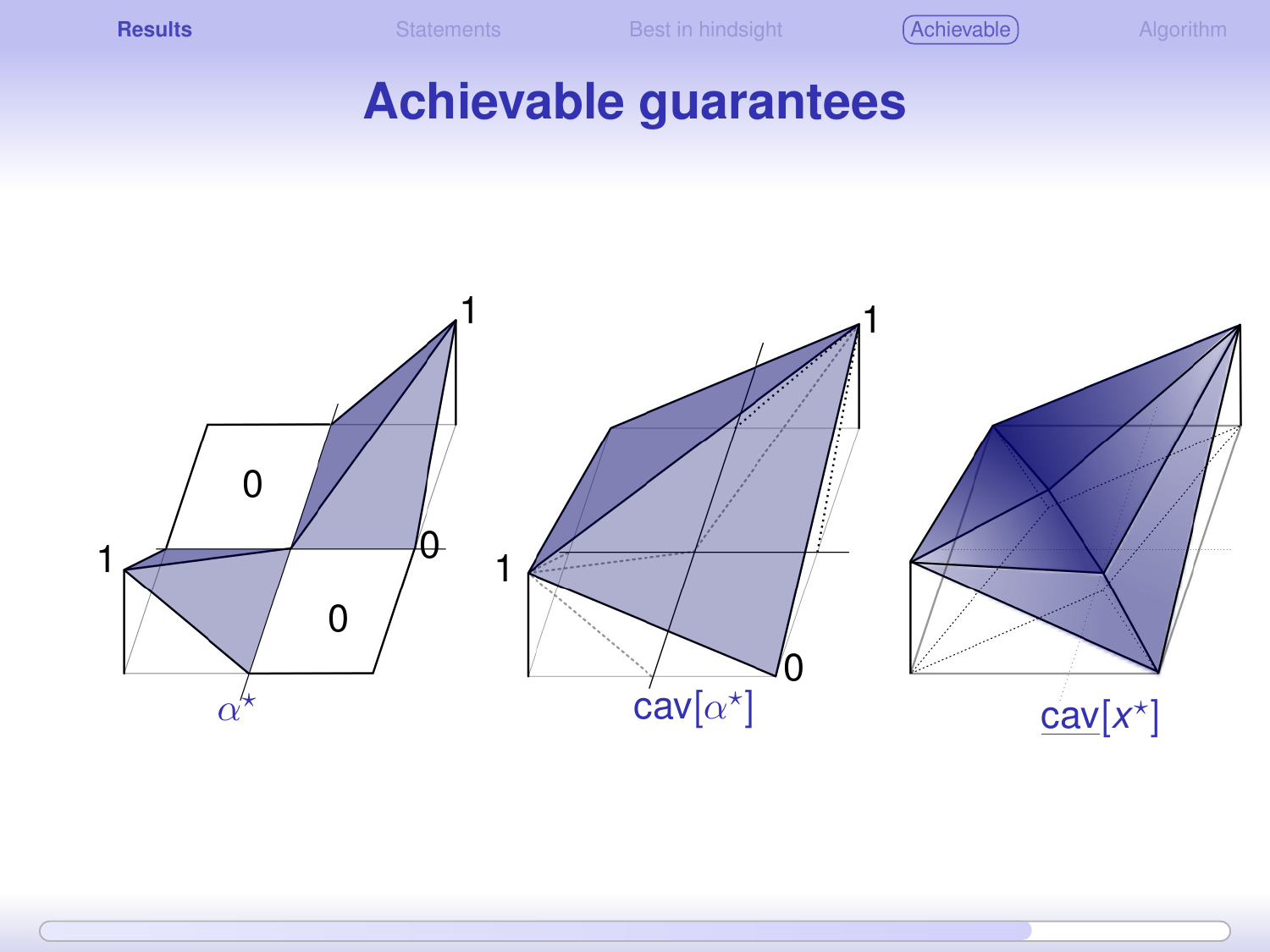# Achievable guarantees

$\alpha^\star$

$\mathrm{cav}[\alpha^\star]$

$\mathrm{cav}[x^\star]$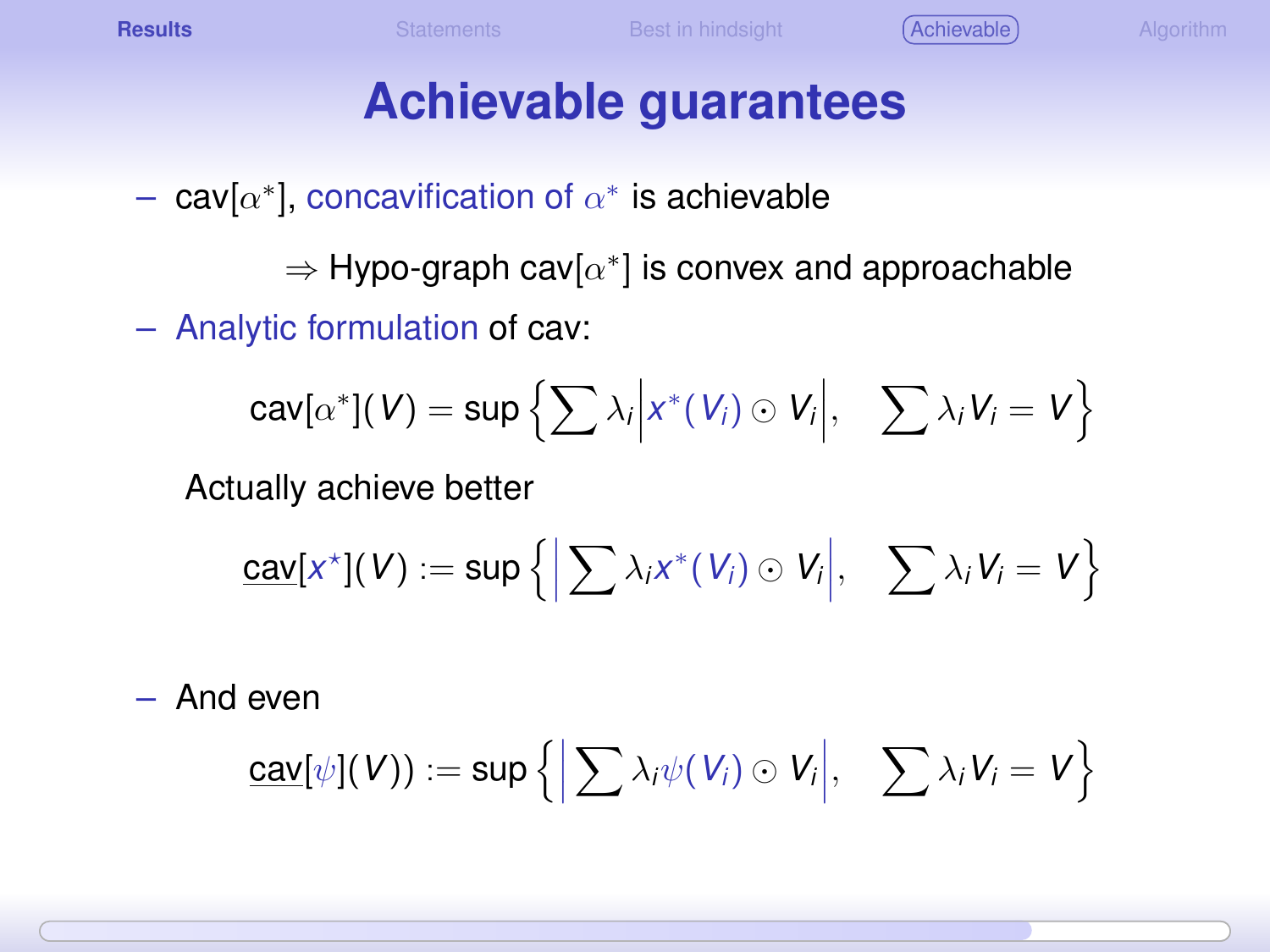# Achievable guarantees

- cav$[\alpha^*]$, concavification of $\alpha^*$ is achievable

  $\Rightarrow$ Hypo-graph cav$[\alpha^*]$ is convex and approachable

- Analytic formulation of cav:

$$\text{cav}[\alpha^*](V) = \sup\left\{\sum \lambda_i \left| x^*(V_i) \odot V_i \right|, \quad \sum \lambda_i V_i = V\right\}$$

  Actually achieve better

$$\underline{\text{cav}}[x^\star](V) := \sup\left\{\left| \sum \lambda_i x^*(V_i) \odot V_i \right|, \quad \sum \lambda_i V_i = V\right\}$$

- And even

$$\underline{\text{cav}}[\psi](V)) := \sup\left\{\left| \sum \lambda_i \psi(V_i) \odot V_i \right|, \quad \sum \lambda_i V_i = V\right\}$$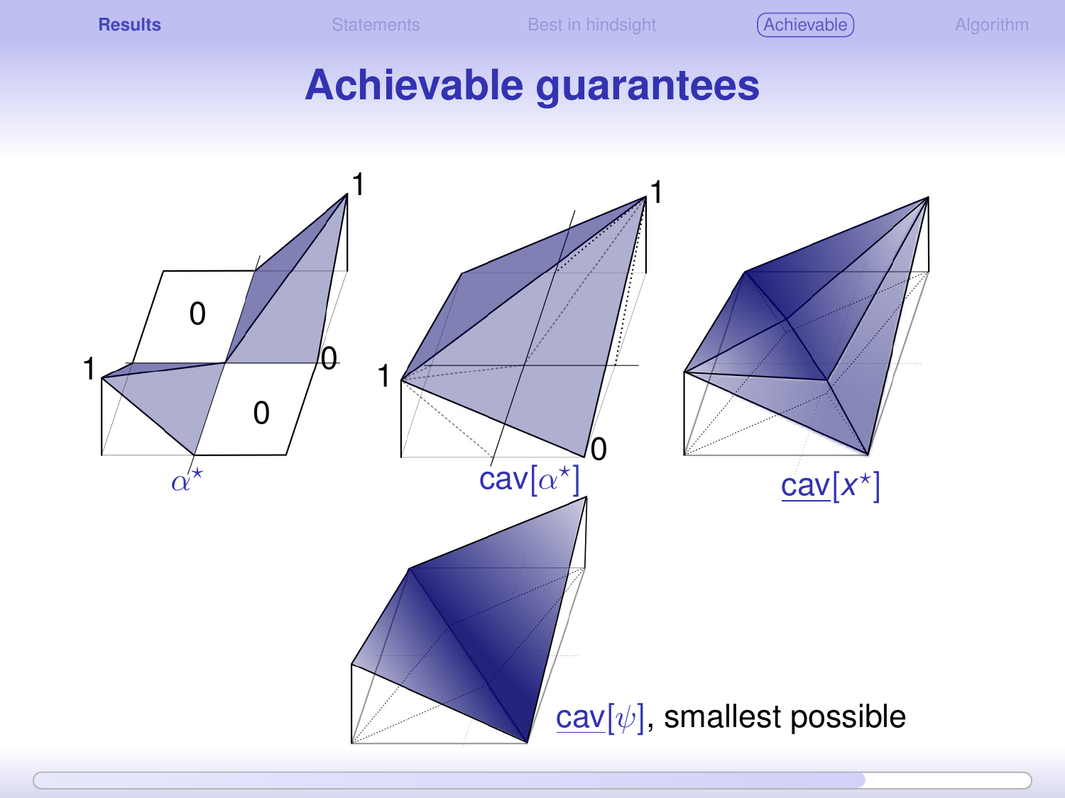# Achievable guarantees

$\alpha^\star$

$\text{cav}[\alpha^\star]$

$\text{cav}[x^\star]$

$\text{cav}[\psi]$, smallest possible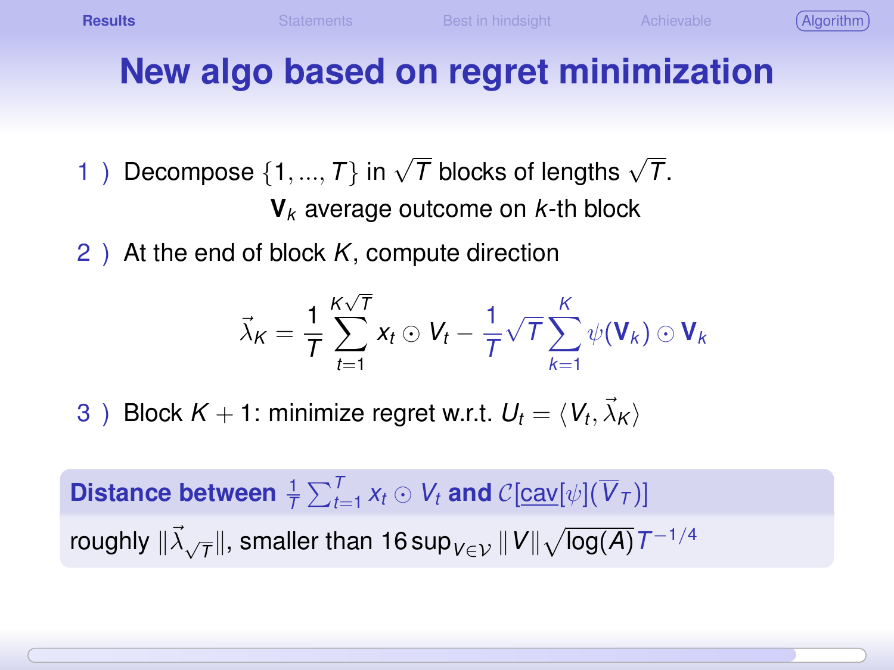# New algo based on regret minimization

1 ) Decompose $\{1, ..., T\}$ in $\sqrt{T}$ blocks of lengths $\sqrt{T}$.

$\mathbf{V}_k$ average outcome on $k$-th block

2 ) At the end of block $K$, compute direction

$$\vec{\lambda}_K = \frac{1}{T} \sum_{t=1}^{K\sqrt{T}} x_t \odot V_t - \frac{1}{T}\sqrt{T} \sum_{k=1}^{K} \psi(\mathbf{V}_k) \odot \mathbf{V}_k$$

3 ) Block $K+1$: minimize regret w.r.t. $U_t = \langle V_t, \vec{\lambda}_K \rangle$

**Distance between $\frac{1}{T} \sum_{t=1}^{T} x_t \odot V_t$ and $\mathcal{C}[\underline{\text{cav}}[\psi](\overline{V}_T)]$**

roughly $\|\vec{\lambda}_{\sqrt{T}}\|$, smaller than $16 \sup_{V \in \mathcal{V}} \|V\| \sqrt{\log(A)}\, T^{-1/4}$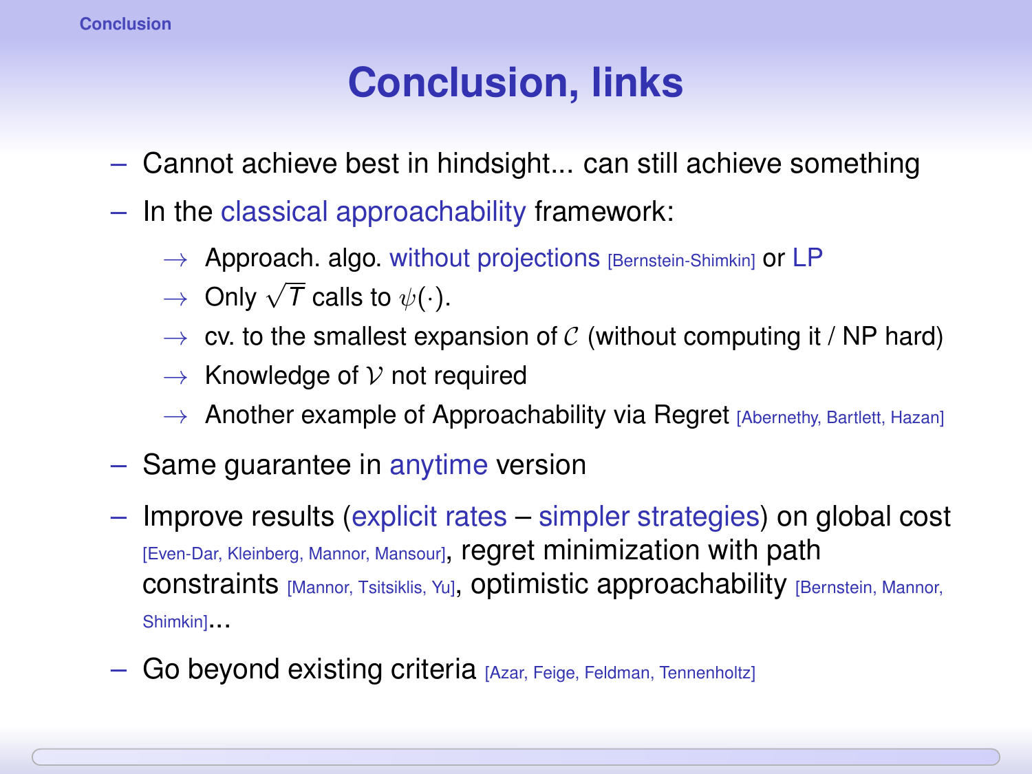# Conclusion, links

- Cannot achieve best in hindsight... can still achieve something
- In the classical approachability framework:
  - $\rightarrow$ Approach. algo. without projections [Bernstein-Shimkin] or LP
  - $\rightarrow$ Only $\sqrt{T}$ calls to $\psi(\cdot)$.
  - $\rightarrow$ cv. to the smallest expansion of $\mathcal{C}$ (without computing it / NP hard)
  - $\rightarrow$ Knowledge of $\mathcal{V}$ not required
  - $\rightarrow$ Another example of Approachability via Regret [Abernethy, Bartlett, Hazan]
- Same guarantee in anytime version
- Improve results (explicit rates – simpler strategies) on global cost [Even-Dar, Kleinberg, Mannor, Mansour], regret minimization with path constraints [Mannor, Tsitsiklis, Yu], optimistic approachability [Bernstein, Mannor, Shimkin]...
- Go beyond existing criteria [Azar, Feige, Feldman, Tennenholtz]